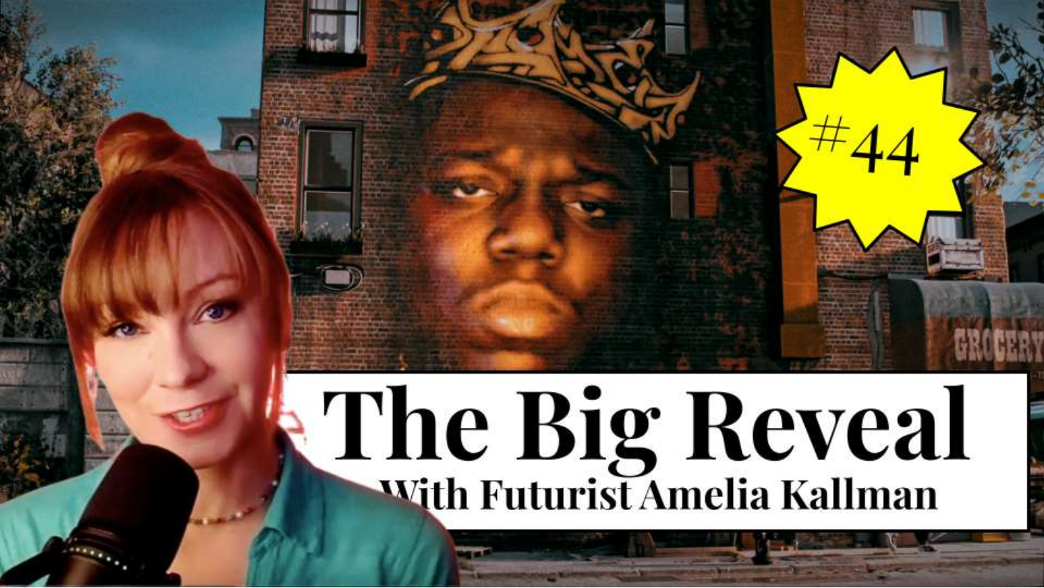#44

# The Big Reveal

**With Futurist Amelia Kallman**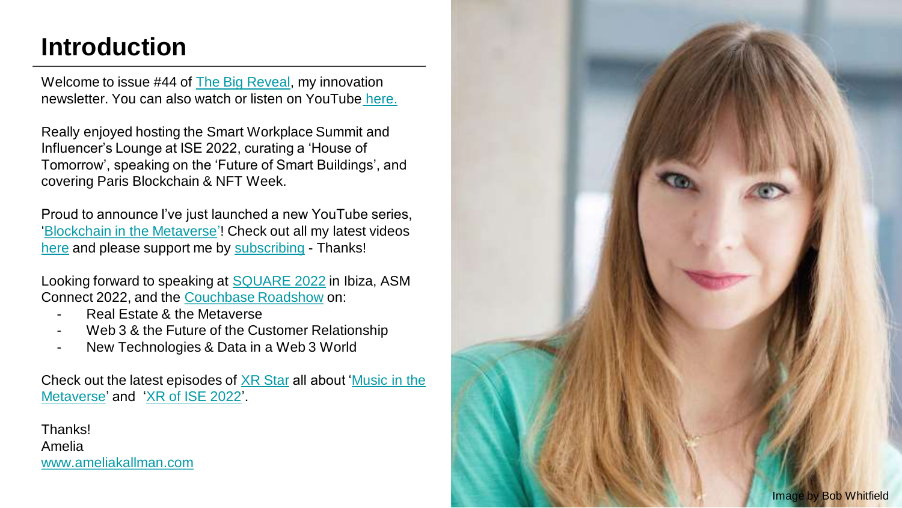# Introduction

Welcome to issue #44 of The Big Reveal, my innovation newsletter. You can also watch or listen on YouTube here.

Really enjoyed hosting the Smart Workplace Summit and Influencer's Lounge at ISE 2022, curating a 'House of Tomorrow', speaking on the 'Future of Smart Buildings', and covering Paris Blockchain & NFT Week.

Proud to announce I've just launched a new YouTube series, 'Blockchain in the Metaverse'! Check out all my latest videos here and please support me by subscribing - Thanks!

Looking forward to speaking at SQUARE 2022 in Ibiza, ASM Connect 2022, and the Couchbase Roadshow on:

- Real Estate & the Metaverse
- Web 3 & the Future of the Customer Relationship
- New Technologies & Data in a Web 3 World

Check out the latest episodes of XR Star all about 'Music in the Metaverse' and 'XR of ISE 2022'.

Thanks!
Amelia
www.ameliakallman.com

Image by Bob Whitfield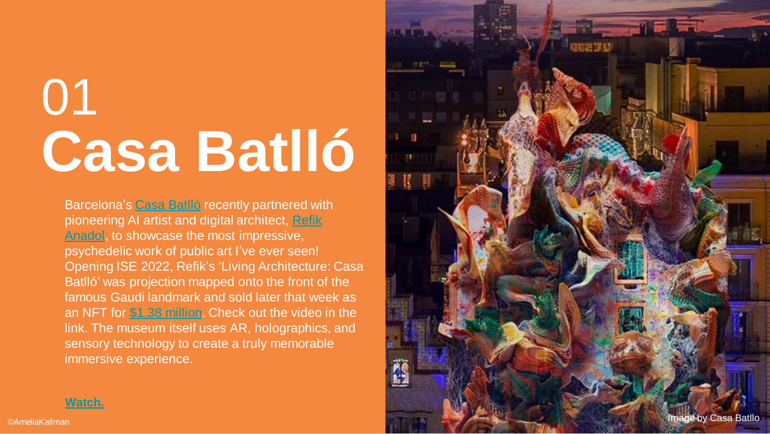# 01 Casa Batlló

Barcelona's Casa Batlló recently partnered with pioneering AI artist and digital architect, Refik Anadol, to showcase the most impressive, psychedelic work of public art I've ever seen! Opening ISE 2022, Refik's 'Living Architecture: Casa Batlló' was projection mapped onto the front of the famous Gaudi landmark and sold later that week as an NFT for $1.38 million. Check out the video in the link. The museum itself uses AR, holographics, and sensory technology to create a truly memorable immersive experience.

**Watch.**

©AmeliaKallman

Image by Casa Batllo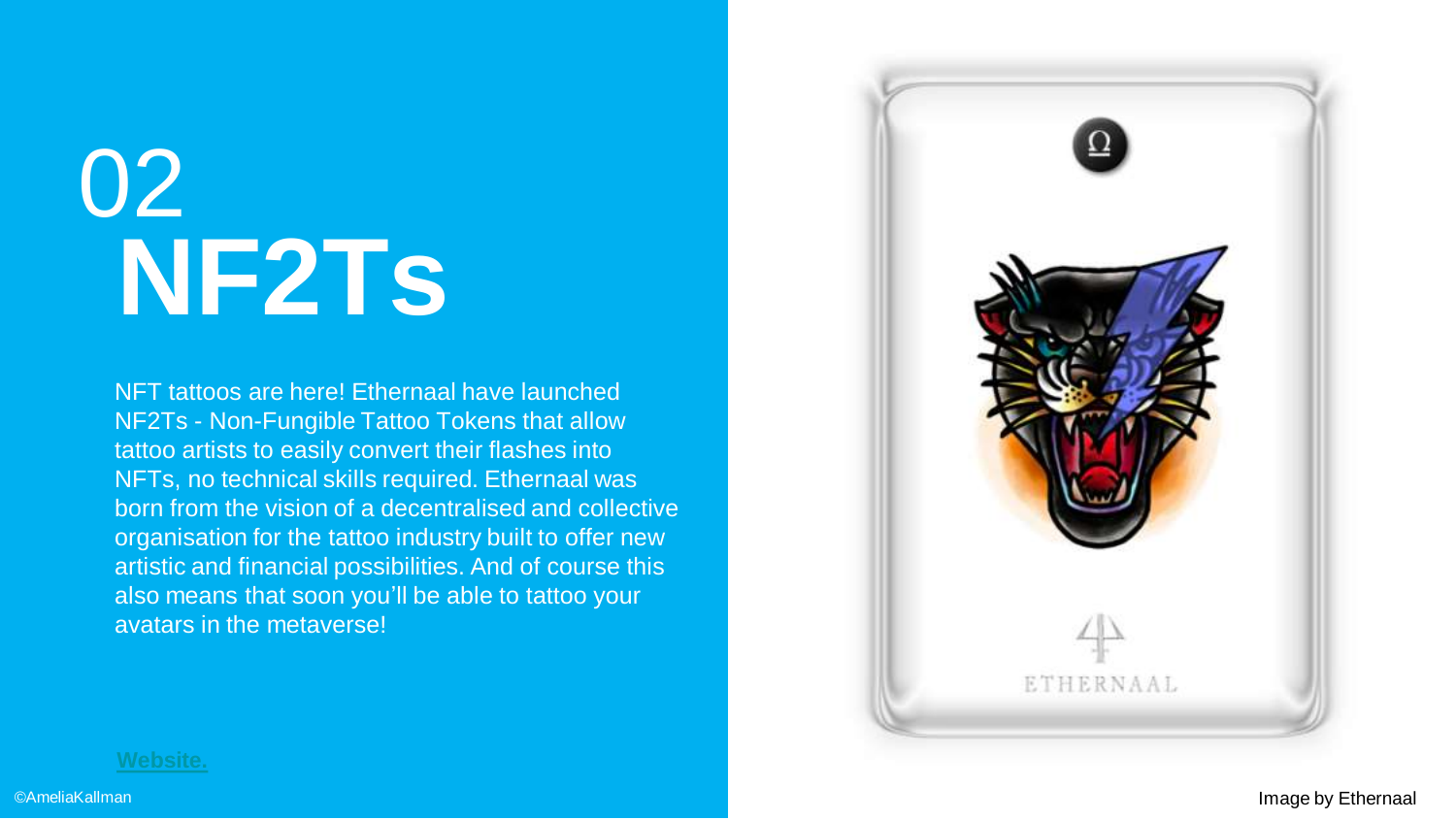# 02 NF2Ts

NFT tattoos are here! Ethernaal have launched NF2Ts - Non-Fungible Tattoo Tokens that allow tattoo artists to easily convert their flashes into NFTs, no technical skills required. Ethernaal was born from the vision of a decentralised and collective organisation for the tattoo industry built to offer new artistic and financial possibilities. And of course this also means that soon you'll be able to tattoo your avatars in the metaverse!

Website.

©AmeliaKallman

Image by Ethernaal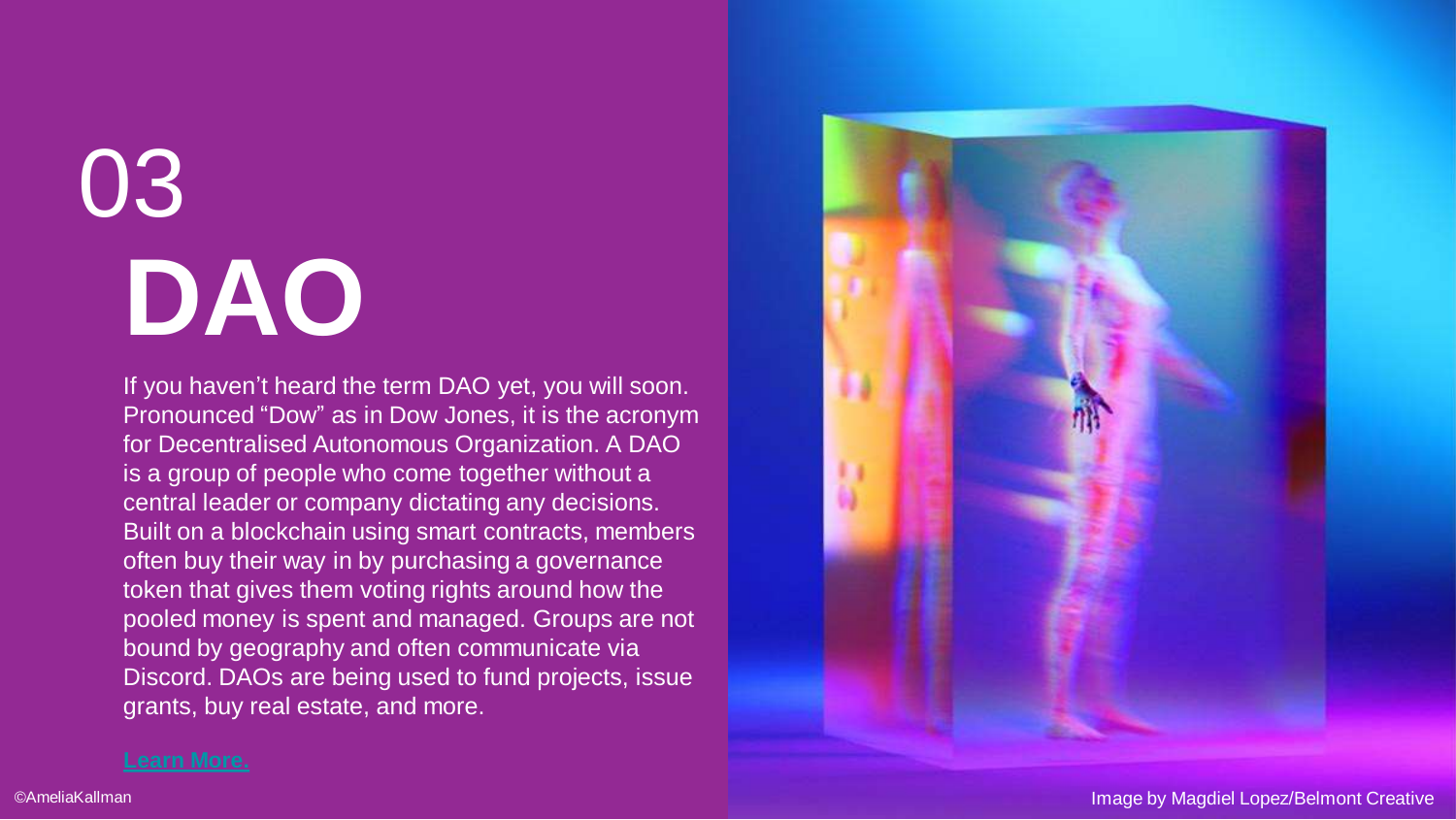# 03

# DAO

If you haven't heard the term DAO yet, you will soon. Pronounced "Dow" as in Dow Jones, it is the acronym for Decentralised Autonomous Organization. A DAO is a group of people who come together without a central leader or company dictating any decisions. Built on a blockchain using smart contracts, members often buy their way in by purchasing a governance token that gives them voting rights around how the pooled money is spent and managed. Groups are not bound by geography and often communicate via Discord. DAOs are being used to fund projects, issue grants, buy real estate, and more.

**Learn More.**

©AmeliaKallman

Image by Magdiel Lopez/Belmont Creative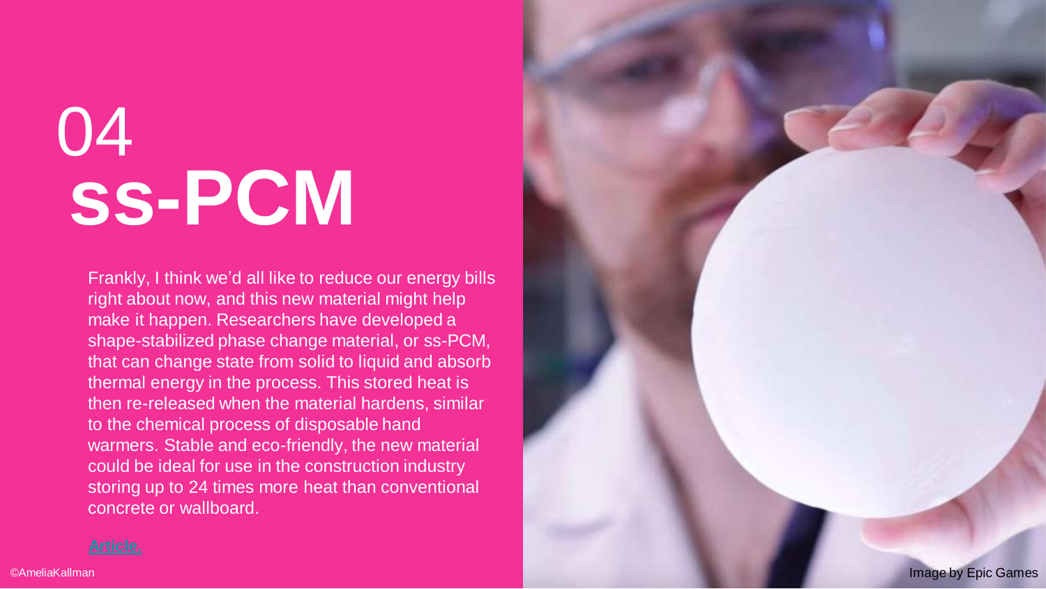# 04 ss-PCM

Frankly, I think we'd all like to reduce our energy bills right about now, and this new material might help make it happen. Researchers have developed a shape-stabilized phase change material, or ss-PCM, that can change state from solid to liquid and absorb thermal energy in the process. This stored heat is then re-released when the material hardens, similar to the chemical process of disposable hand warmers. Stable and eco-friendly, the new material could be ideal for use in the construction industry storing up to 24 times more heat than conventional concrete or wallboard.

Article.

Image by Epic Games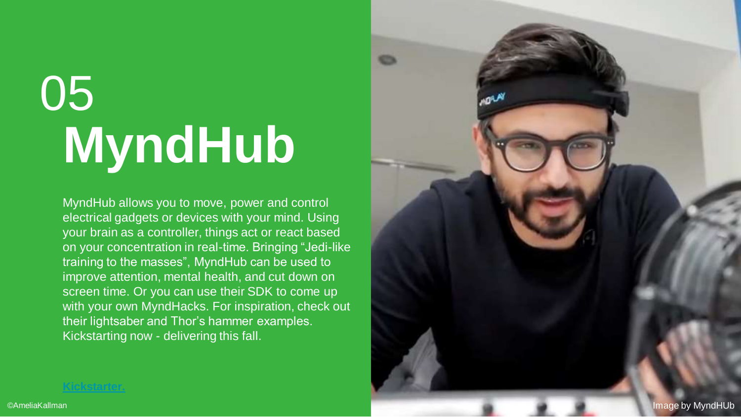# 05 MyndHub

MyndHub allows you to move, power and control electrical gadgets or devices with your mind. Using your brain as a controller, things act or react based on your concentration in real-time. Bringing “Jedi-like training to the masses”, MyndHub can be used to improve attention, mental health, and cut down on screen time. Or you can use their SDK to come up with your own MyndHacks. For inspiration, check out their lightsaber and Thor’s hammer examples. Kickstarting now - delivering this fall.

Kickstarter.

©AmeliaKallman

Image by MyndHUb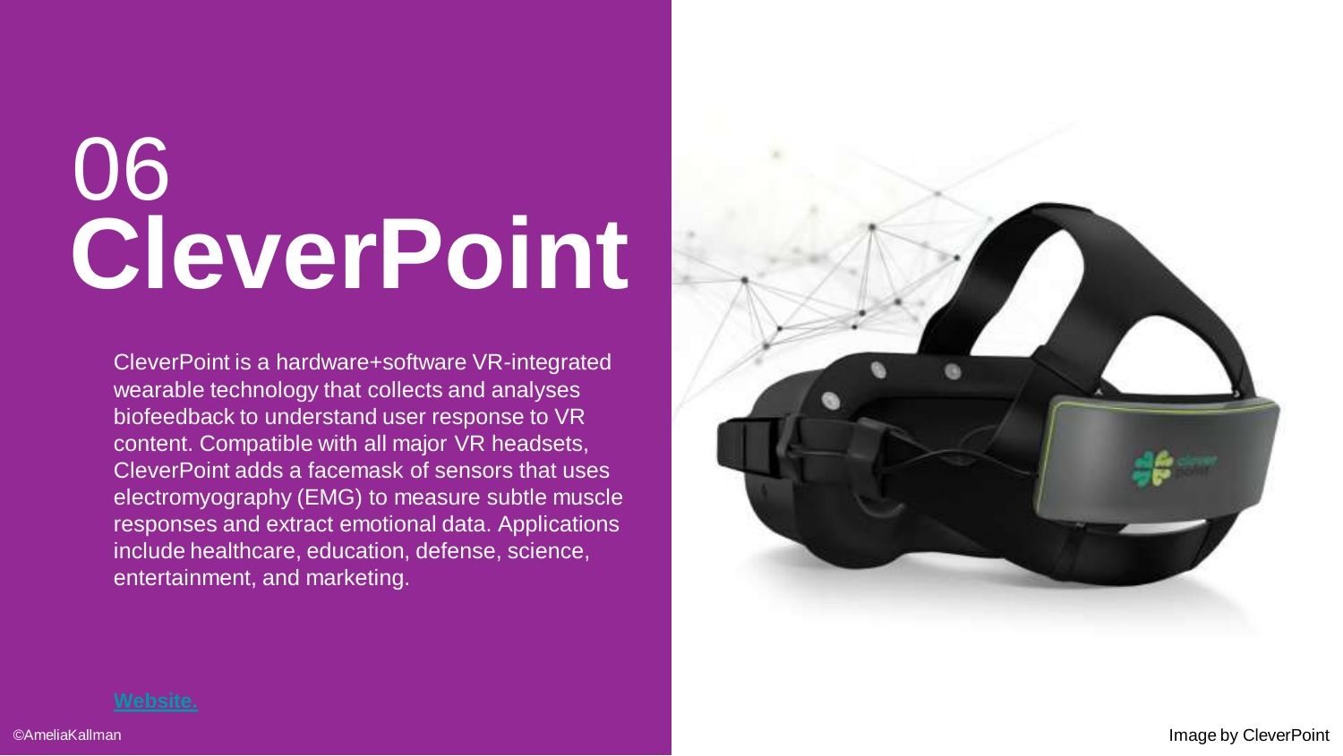# 06 CleverPoint

CleverPoint is a hardware+software VR-integrated wearable technology that collects and analyses biofeedback to understand user response to VR content. Compatible with all major VR headsets, CleverPoint adds a facemask of sensors that uses electromyography (EMG) to measure subtle muscle responses and extract emotional data. Applications include healthcare, education, defense, science, entertainment, and marketing.

Website.

©AmeliaKallman

Image by CleverPoint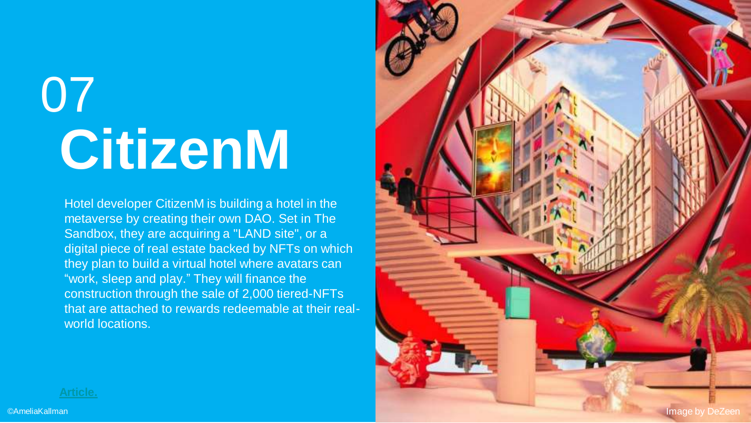# 07 CitizenM

Hotel developer CitizenM is building a hotel in the metaverse by creating their own DAO. Set in The Sandbox, they are acquiring a "LAND site", or a digital piece of real estate backed by NFTs on which they plan to build a virtual hotel where avatars can "work, sleep and play." They will finance the construction through the sale of 2,000 tiered-NFTs that are attached to rewards redeemable at their real-world locations.

Article.

©AmeliaKallman

Image by DeZeen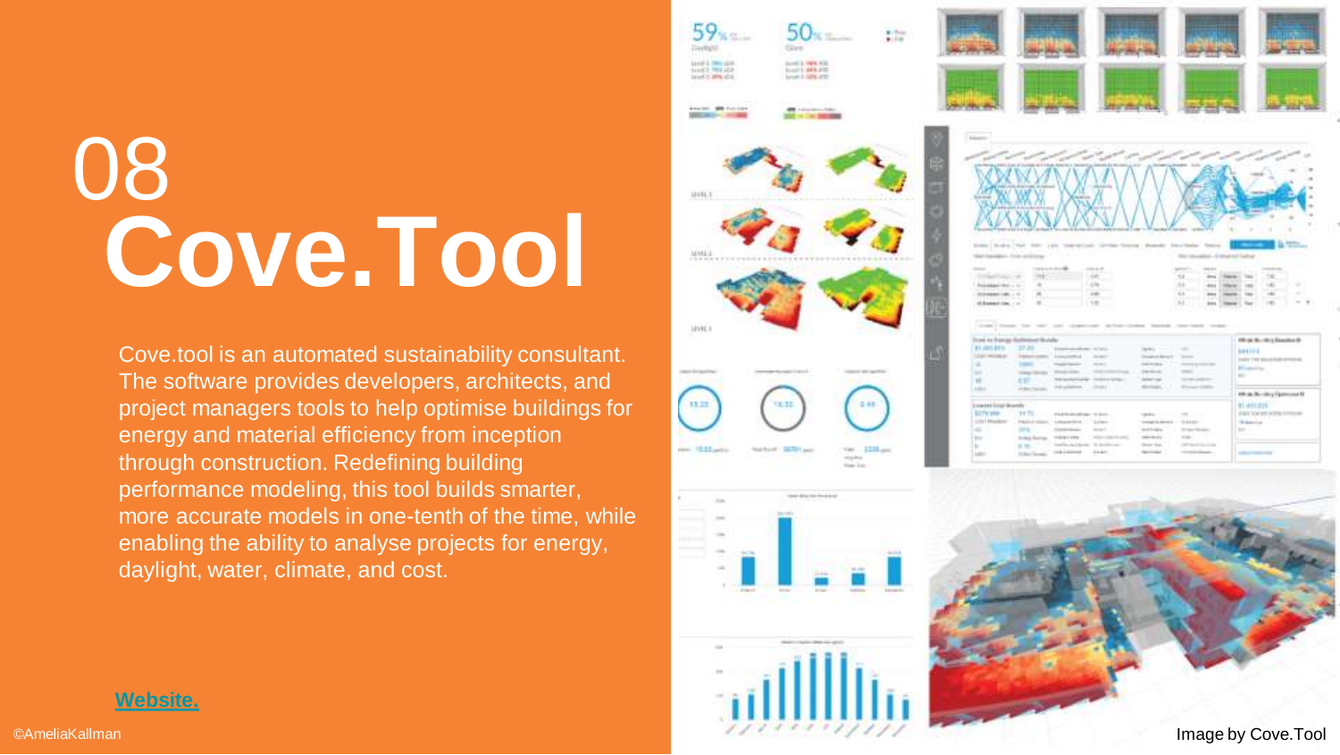# 08 Cove.Tool

Cove.tool is an automated sustainability consultant. The software provides developers, architects, and project managers tools to help optimise buildings for energy and material efficiency from inception through construction. Redefining building performance modeling, this tool builds smarter, more accurate models in one-tenth of the time, while enabling the ability to analyse projects for energy, daylight, water, climate, and cost.

Website.

©AmeliaKallman

Image by Cove.Tool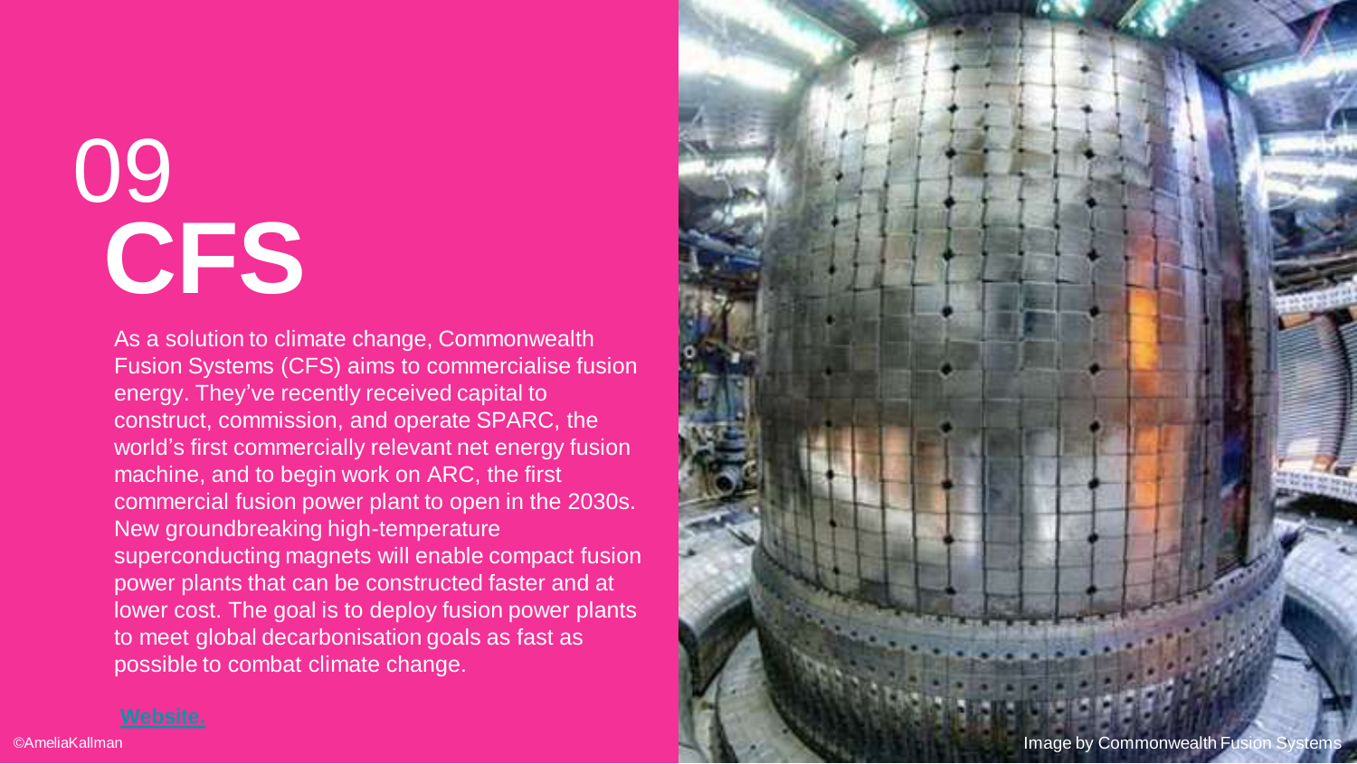# 09 CFS

As a solution to climate change, Commonwealth Fusion Systems (CFS) aims to commercialise fusion energy. They've recently received capital to construct, commission, and operate SPARC, the world's first commercially relevant net energy fusion machine, and to begin work on ARC, the first commercial fusion power plant to open in the 2030s. New groundbreaking high-temperature superconducting magnets will enable compact fusion power plants that can be constructed faster and at lower cost. The goal is to deploy fusion power plants to meet global decarbonisation goals as fast as possible to combat climate change.

**Website.**

©AmeliaKallman

Image by Commonwealth Fusion Systems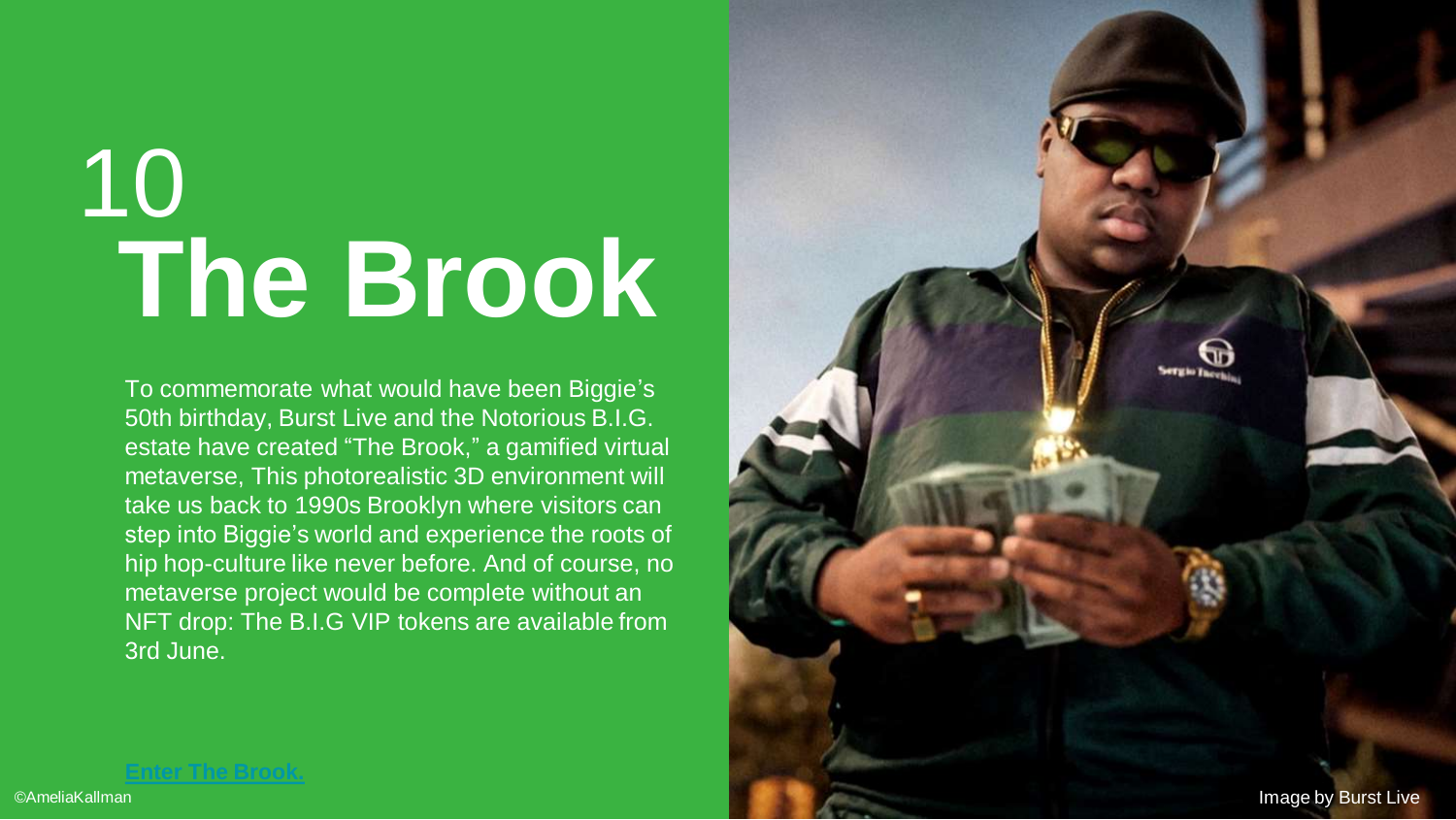# 10
# The Brook

To commemorate what would have been Biggie's 50th birthday, Burst Live and the Notorious B.I.G. estate have created "The Brook," a gamified virtual metaverse, This photorealistic 3D environment will take us back to 1990s Brooklyn where visitors can step into Biggie's world and experience the roots of hip hop-culture like never before. And of course, no metaverse project would be complete without an NFT drop: The B.I.G VIP tokens are available from 3rd June.

**Enter The Brook.**

©AmeliaKallman

Image by Burst Live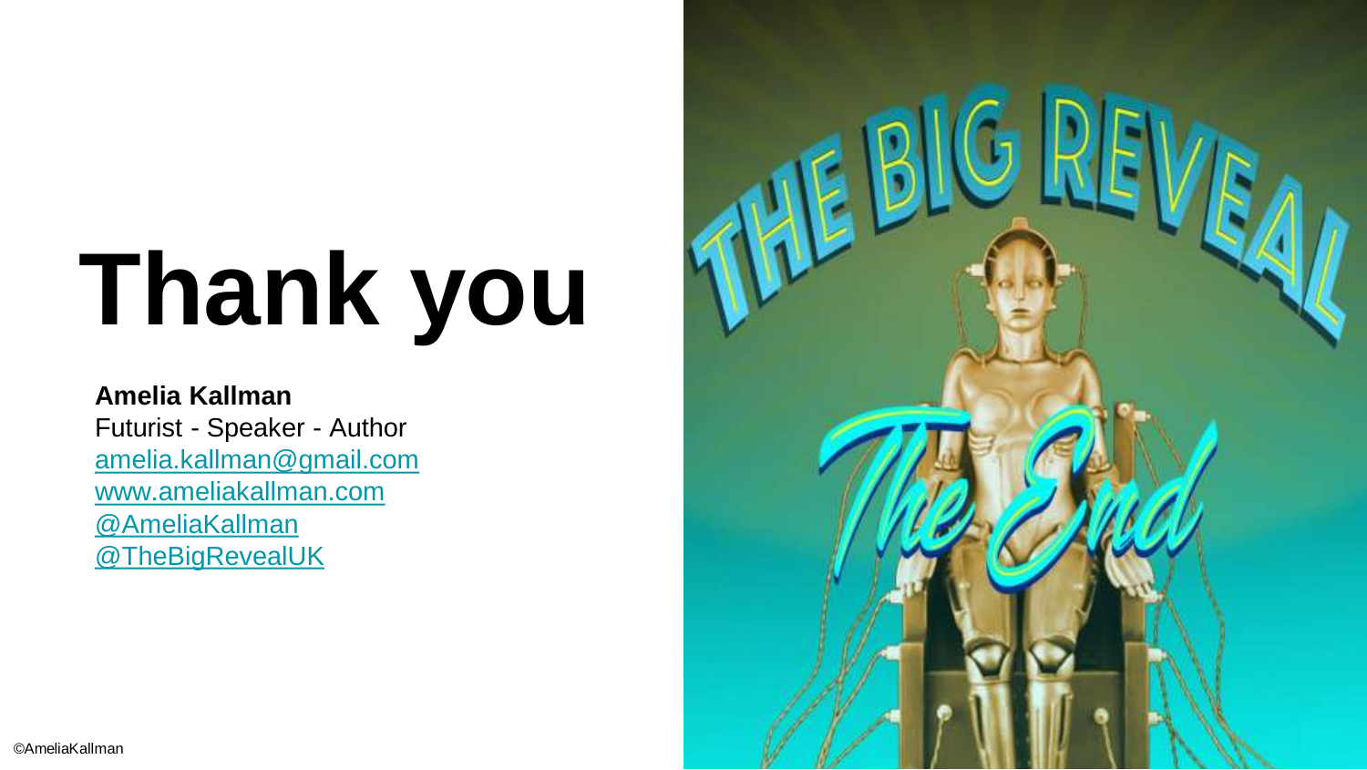# Thank you

**Amelia Kallman**
Futurist - Speaker - Author
amelia.kallman@gmail.com
www.ameliakallman.com
@AmeliaKallman
@TheBigRevealUK

©AmeliaKallman